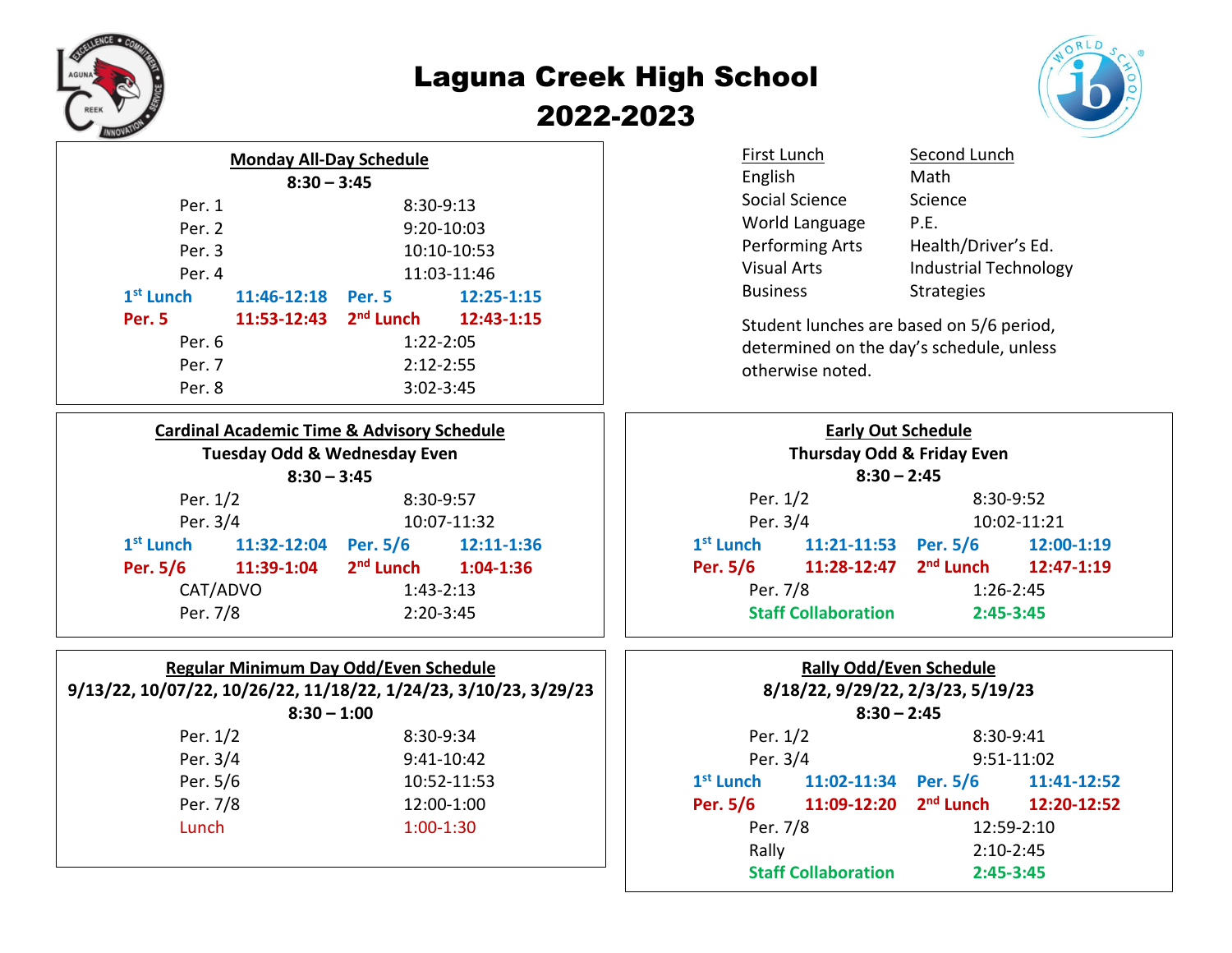# Laguna Creek High School
# 2022-2023

## Monday All-Day Schedule

**8:30 – 3:45**

| | | | |
|---|---|---|---|
| Per. 1 | | 8:30-9:13 | |
| Per. 2 | | 9:20-10:03 | |
| Per. 3 | | 10:10-10:53 | |
| Per. 4 | | 11:03-11:46 | |
| **1st Lunch** | **11:46-12:18** | **Per. 5** | **12:25-1:15** |
| **Per. 5** | **11:53-12:43** | **2nd Lunch** | **12:43-1:15** |
| Per. 6 | | 1:22-2:05 | |
| Per. 7 | | 2:12-2:55 | |
| Per. 8 | | 3:02-3:45 | |

| First Lunch | Second Lunch |
|---|---|
| English | Math |
| Social Science | Science |
| World Language | P.E. |
| Performing Arts | Health/Driver's Ed. |
| Visual Arts | Industrial Technology |
| Business | Strategies |

Student lunches are based on 5/6 period, determined on the day's schedule, unless otherwise noted.

## Cardinal Academic Time & Advisory Schedule

**Tuesday Odd & Wednesday Even**

**8:30 – 3:45**

| | | | |
|---|---|---|---|
| Per. 1/2 | | 8:30-9:57 | |
| Per. 3/4 | | 10:07-11:32 | |
| **1st Lunch** | **11:32-12:04** | **Per. 5/6** | **12:11-1:36** |
| **Per. 5/6** | **11:39-1:04** | **2nd Lunch** | **1:04-1:36** |
| CAT/ADVO | | 1:43-2:13 | |
| Per. 7/8 | | 2:20-3:45 | |

## Early Out Schedule

**Thursday Odd & Friday Even**

**8:30 – 2:45**

| | | | |
|---|---|---|---|
| Per. 1/2 | | 8:30-9:52 | |
| Per. 3/4 | | 10:02-11:21 | |
| **1st Lunch** | **11:21-11:53** | **Per. 5/6** | **12:00-1:19** |
| **Per. 5/6** | **11:28-12:47** | **2nd Lunch** | **12:47-1:19** |
| Per. 7/8 | | 1:26-2:45 | |
| **Staff Collaboration** | | **2:45-3:45** | |

## Regular Minimum Day Odd/Even Schedule

**9/13/22, 10/07/22, 10/26/22, 11/18/22, 1/24/23, 3/10/23, 3/29/23**

**8:30 – 1:00**

| | |
|---|---|
| Per. 1/2 | 8:30-9:34 |
| Per. 3/4 | 9:41-10:42 |
| Per. 5/6 | 10:52-11:53 |
| Per. 7/8 | 12:00-1:00 |
| Lunch | 1:00-1:30 |

## Rally Odd/Even Schedule

**8/18/22, 9/29/22, 2/3/23, 5/19/23**

**8:30 – 2:45**

| | | | |
|---|---|---|---|
| Per. 1/2 | | 8:30-9:41 | |
| Per. 3/4 | | 9:51-11:02 | |
| **1st Lunch** | **11:02-11:34** | **Per. 5/6** | **11:41-12:52** |
| **Per. 5/6** | **11:09-12:20** | **2nd Lunch** | **12:20-12:52** |
| Per. 7/8 | | 12:59-2:10 | |
| Rally | | 2:10-2:45 | |
| **Staff Collaboration** | | **2:45-3:45** | |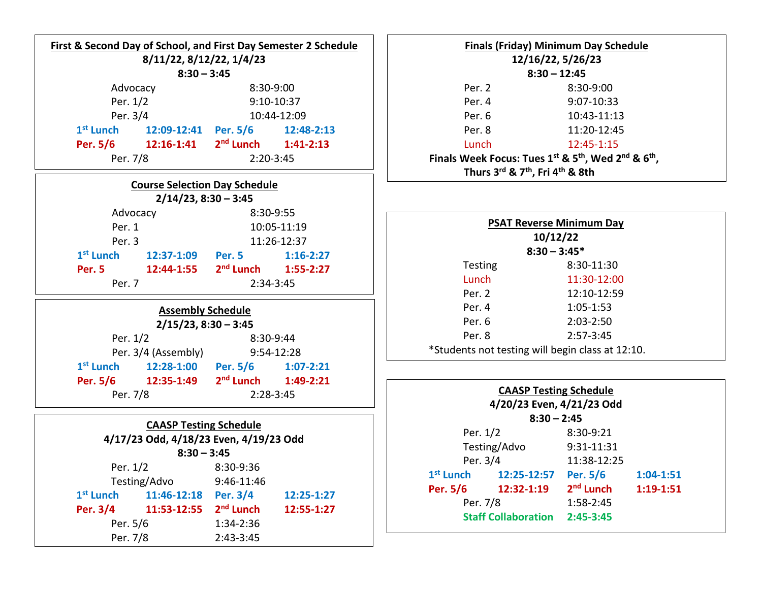## First & Second Day of School, and First Day Semester 2 Schedule

**8/11/22, 8/12/22, 1/4/23**

**8:30 – 3:45**

| | | | |
|---|---|---|---|
| Advocacy | | 8:30-9:00 | |
| Per. 1/2 | | 9:10-10:37 | |
| Per. 3/4 | | 10:44-12:09 | |
| **1st Lunch** | **12:09-12:41** | **Per. 5/6** | **12:48-2:13** |
| **Per. 5/6** | **12:16-1:41** | **2nd Lunch** | **1:41-2:13** |
| Per. 7/8 | | 2:20-3:45 | |

## Course Selection Day Schedule

**2/14/23, 8:30 – 3:45**

| | | | |
|---|---|---|---|
| Advocacy | | 8:30-9:55 | |
| Per. 1 | | 10:05-11:19 | |
| Per. 3 | | 11:26-12:37 | |
| **1st Lunch** | **12:37-1:09** | **Per. 5** | **1:16-2:27** |
| **Per. 5** | **12:44-1:55** | **2nd Lunch** | **1:55-2:27** |
| Per. 7 | | 2:34-3:45 | |

## Assembly Schedule

**2/15/23, 8:30 – 3:45**

| | | | |
|---|---|---|---|
| Per. 1/2 | | 8:30-9:44 | |
| Per. 3/4 (Assembly) | | 9:54-12:28 | |
| **1st Lunch** | **12:28-1:00** | **Per. 5/6** | **1:07-2:21** |
| **Per. 5/6** | **12:35-1:49** | **2nd Lunch** | **1:49-2:21** |
| Per. 7/8 | | 2:28-3:45 | |

## CAASP Testing Schedule

**4/17/23 Odd, 4/18/23 Even, 4/19/23 Odd**

**8:30 – 3:45**

| | | | |
|---|---|---|---|
| Per. 1/2 | | 8:30-9:36 | |
| Testing/Advo | | 9:46-11:46 | |
| **1st Lunch** | **11:46-12:18** | **Per. 3/4** | **12:25-1:27** |
| **Per. 3/4** | **11:53-12:55** | **2nd Lunch** | **12:55-1:27** |
| Per. 5/6 | | 1:34-2:36 | |
| Per. 7/8 | | 2:43-3:45 | |

## Finals (Friday) Minimum Day Schedule

**12/16/22, 5/26/23**

**8:30 – 12:45**

| | |
|---|---|
| Per. 2 | 8:30-9:00 |
| Per. 4 | 9:07-10:33 |
| Per. 6 | 10:43-11:13 |
| Per. 8 | 11:20-12:45 |
| Lunch | 12:45-1:15 |

**Finals Week Focus: Tues 1st & 5th, Wed 2nd & 6th, Thurs 3rd & 7th, Fri 4th & 8th**

## PSAT Reverse Minimum Day

**10/12/22**

**8:30 – 3:45***

| | |
|---|---|
| Testing | 8:30-11:30 |
| Lunch | 11:30-12:00 |
| Per. 2 | 12:10-12:59 |
| Per. 4 | 1:05-1:53 |
| Per. 6 | 2:03-2:50 |
| Per. 8 | 2:57-3:45 |

*Students not testing will begin class at 12:10.

## CAASP Testing Schedule

**4/20/23 Even, 4/21/23 Odd**

**8:30 – 2:45**

| | | | |
|---|---|---|---|
| Per. 1/2 | | 8:30-9:21 | |
| Testing/Advo | | 9:31-11:31 | |
| Per. 3/4 | | 11:38-12:25 | |
| **1st Lunch** | **12:25-12:57** | **Per. 5/6** | **1:04-1:51** |
| **Per. 5/6** | **12:32-1:19** | **2nd Lunch** | **1:19-1:51** |
| Per. 7/8 | | 1:58-2:45 | |
| **Staff Collaboration** | | **2:45-3:45** | |